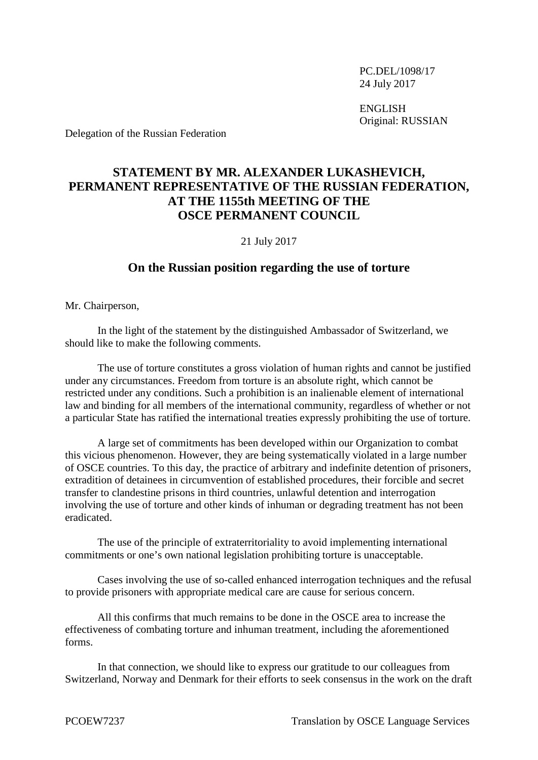PC.DEL/1098/17
24 July 2017

ENGLISH
Original: RUSSIAN

Delegation of the Russian Federation

# STATEMENT BY MR. ALEXANDER LUKASHEVICH, PERMANENT REPRESENTATIVE OF THE RUSSIAN FEDERATION, AT THE 1155th MEETING OF THE OSCE PERMANENT COUNCIL

21 July 2017

## On the Russian position regarding the use of torture

Mr. Chairperson,

In the light of the statement by the distinguished Ambassador of Switzerland, we should like to make the following comments.

The use of torture constitutes a gross violation of human rights and cannot be justified under any circumstances. Freedom from torture is an absolute right, which cannot be restricted under any conditions. Such a prohibition is an inalienable element of international law and binding for all members of the international community, regardless of whether or not a particular State has ratified the international treaties expressly prohibiting the use of torture.

A large set of commitments has been developed within our Organization to combat this vicious phenomenon. However, they are being systematically violated in a large number of OSCE countries. To this day, the practice of arbitrary and indefinite detention of prisoners, extradition of detainees in circumvention of established procedures, their forcible and secret transfer to clandestine prisons in third countries, unlawful detention and interrogation involving the use of torture and other kinds of inhuman or degrading treatment has not been eradicated.

The use of the principle of extraterritoriality to avoid implementing international commitments or one's own national legislation prohibiting torture is unacceptable.

Cases involving the use of so-called enhanced interrogation techniques and the refusal to provide prisoners with appropriate medical care are cause for serious concern.

All this confirms that much remains to be done in the OSCE area to increase the effectiveness of combating torture and inhuman treatment, including the aforementioned forms.

In that connection, we should like to express our gratitude to our colleagues from Switzerland, Norway and Denmark for their efforts to seek consensus in the work on the draft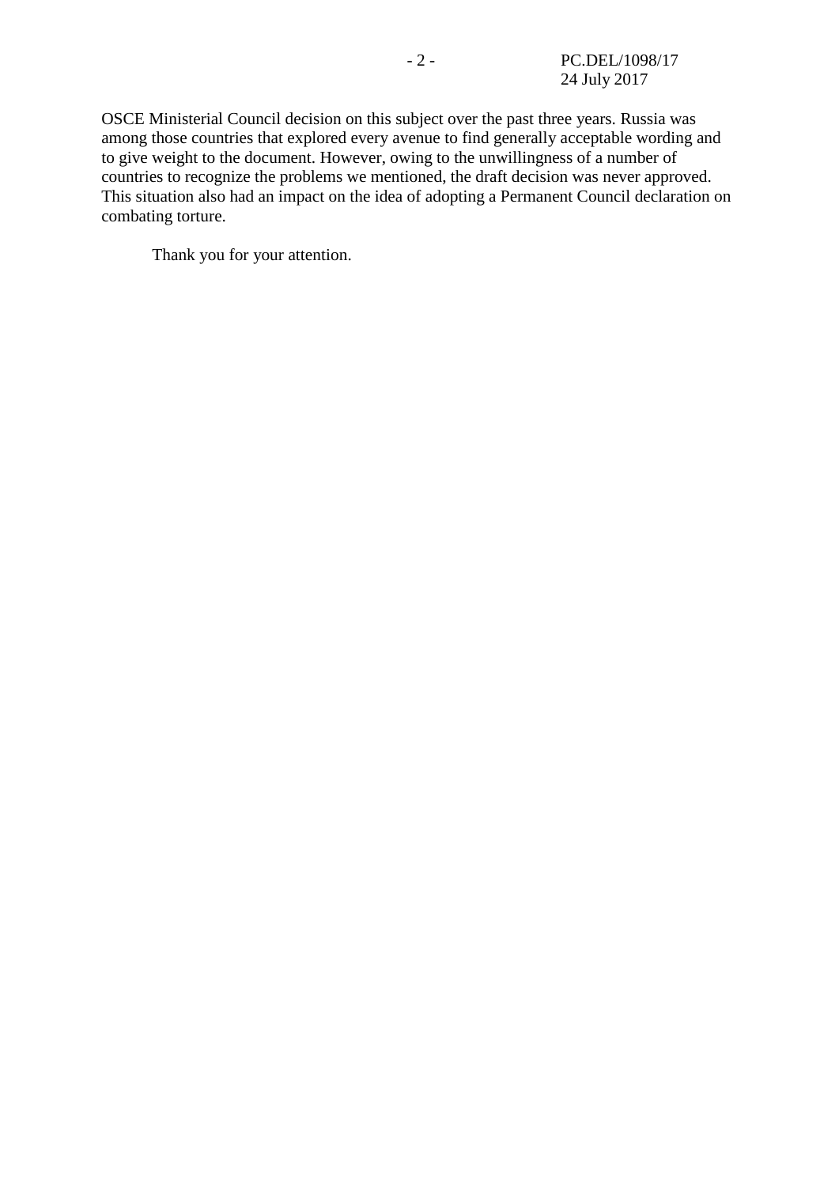OSCE Ministerial Council decision on this subject over the past three years. Russia was among those countries that explored every avenue to find generally acceptable wording and to give weight to the document. However, owing to the unwillingness of a number of countries to recognize the problems we mentioned, the draft decision was never approved. This situation also had an impact on the idea of adopting a Permanent Council declaration on combating torture.

Thank you for your attention.